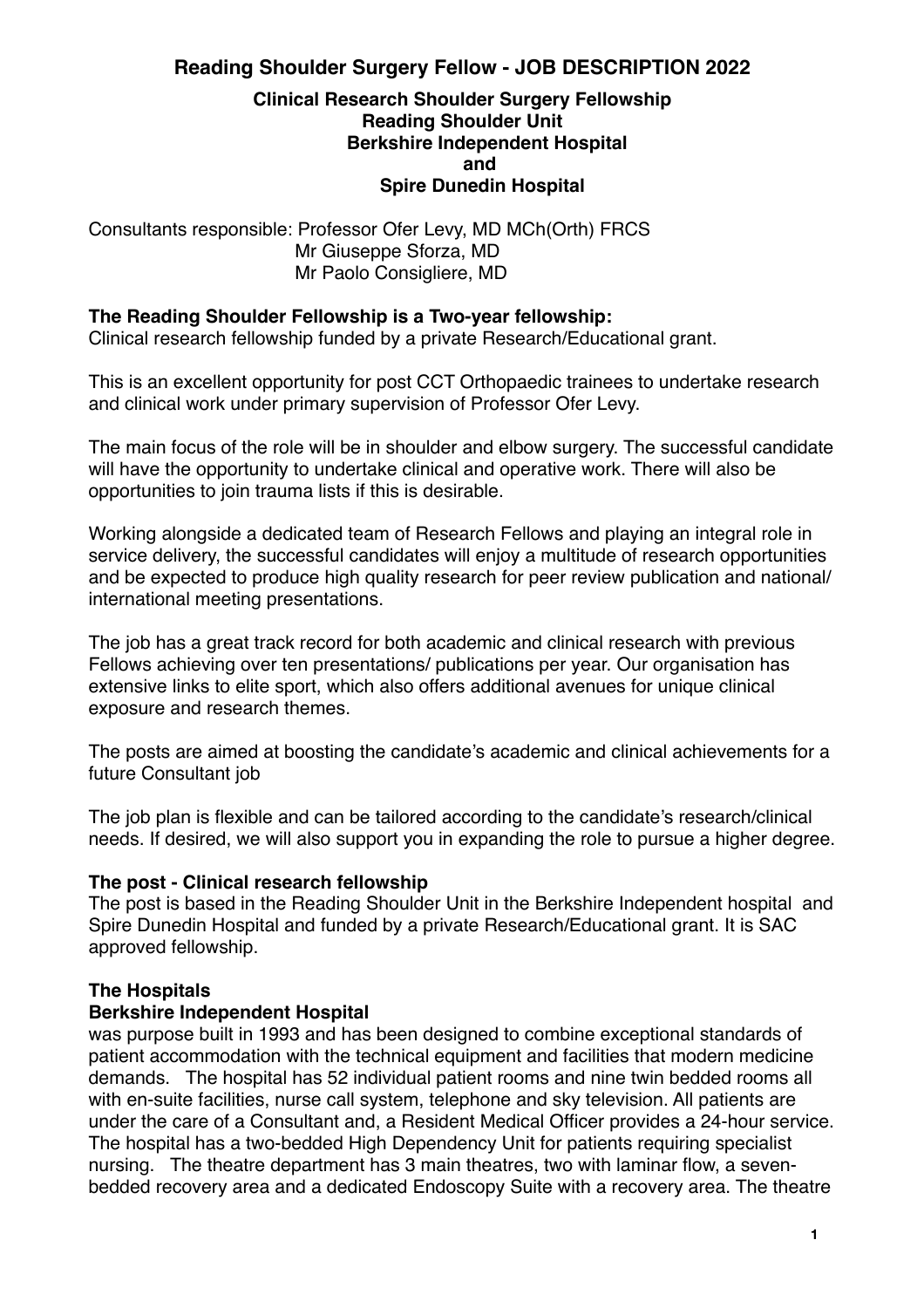# Reading Shoulder Surgery Fellow - JOB DESCRIPTION 2022

**Clinical Research Shoulder Surgery Fellowship**
**Reading Shoulder Unit**
**Berkshire Independent Hospital**
**and**
**Spire Dunedin Hospital**

Consultants responsible: Professor Ofer Levy, MD MCh(Orth) FRCS
Mr Giuseppe Sforza, MD
Mr Paolo Consigliere, MD

**The Reading Shoulder Fellowship is a Two-year fellowship:**
Clinical research fellowship funded by a private Research/Educational grant.

This is an excellent opportunity for post CCT Orthopaedic trainees to undertake research and clinical work under primary supervision of Professor Ofer Levy.

The main focus of the role will be in shoulder and elbow surgery. The successful candidate will have the opportunity to undertake clinical and operative work. There will also be opportunities to join trauma lists if this is desirable.

Working alongside a dedicated team of Research Fellows and playing an integral role in service delivery, the successful candidates will enjoy a multitude of research opportunities and be expected to produce high quality research for peer review publication and national/ international meeting presentations.

The job has a great track record for both academic and clinical research with previous Fellows achieving over ten presentations/ publications per year. Our organisation has extensive links to elite sport, which also offers additional avenues for unique clinical exposure and research themes.

The posts are aimed at boosting the candidate's academic and clinical achievements for a future Consultant job

The job plan is flexible and can be tailored according to the candidate's research/clinical needs. If desired, we will also support you in expanding the role to pursue a higher degree.

**The post - Clinical research fellowship**
The post is based in the Reading Shoulder Unit in the Berkshire Independent hospital and Spire Dunedin Hospital and funded by a private Research/Educational grant. It is SAC approved fellowship.

**The Hospitals**
**Berkshire Independent Hospital**
was purpose built in 1993 and has been designed to combine exceptional standards of patient accommodation with the technical equipment and facilities that modern medicine demands. The hospital has 52 individual patient rooms and nine twin bedded rooms all with en-suite facilities, nurse call system, telephone and sky television. All patients are under the care of a Consultant and, a Resident Medical Officer provides a 24-hour service. The hospital has a two-bedded High Dependency Unit for patients requiring specialist nursing. The theatre department has 3 main theatres, two with laminar flow, a seven-bedded recovery area and a dedicated Endoscopy Suite with a recovery area. The theatre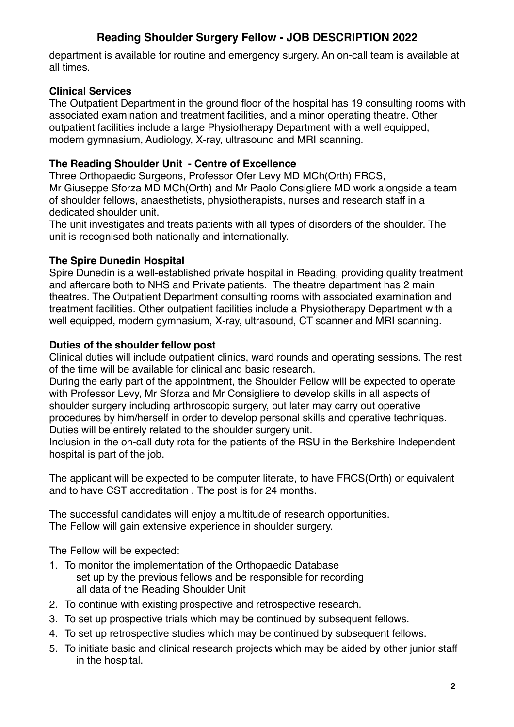department is available for routine and emergency surgery. An on-call team is available at all times.

**Clinical Services**

The Outpatient Department in the ground floor of the hospital has 19 consulting rooms with associated examination and treatment facilities, and a minor operating theatre. Other outpatient facilities include a large Physiotherapy Department with a well equipped, modern gymnasium, Audiology, X-ray, ultrasound and MRI scanning.

**The Reading Shoulder Unit - Centre of Excellence**

Three Orthopaedic Surgeons, Professor Ofer Levy MD MCh(Orth) FRCS, Mr Giuseppe Sforza MD MCh(Orth) and Mr Paolo Consigliere MD work alongside a team of shoulder fellows, anaesthetists, physiotherapists, nurses and research staff in a dedicated shoulder unit.

The unit investigates and treats patients with all types of disorders of the shoulder. The unit is recognised both nationally and internationally.

**The Spire Dunedin Hospital**

Spire Dunedin is a well-established private hospital in Reading, providing quality treatment and aftercare both to NHS and Private patients. The theatre department has 2 main theatres. The Outpatient Department consulting rooms with associated examination and treatment facilities. Other outpatient facilities include a Physiotherapy Department with a well equipped, modern gymnasium, X-ray, ultrasound, CT scanner and MRI scanning.

**Duties of the shoulder fellow post**

Clinical duties will include outpatient clinics, ward rounds and operating sessions. The rest of the time will be available for clinical and basic research.

During the early part of the appointment, the Shoulder Fellow will be expected to operate with Professor Levy, Mr Sforza and Mr Consigliere to develop skills in all aspects of shoulder surgery including arthroscopic surgery, but later may carry out operative procedures by him/herself in order to develop personal skills and operative techniques. Duties will be entirely related to the shoulder surgery unit.

Inclusion in the on-call duty rota for the patients of the RSU in the Berkshire Independent hospital is part of the job.

The applicant will be expected to be computer literate, to have FRCS(Orth) or equivalent and to have CST accreditation . The post is for 24 months.

The successful candidates will enjoy a multitude of research opportunities.
The Fellow will gain extensive experience in shoulder surgery.

The Fellow will be expected:

1. To monitor the implementation of the Orthopaedic Database set up by the previous fellows and be responsible for recording all data of the Reading Shoulder Unit
2. To continue with existing prospective and retrospective research.
3. To set up prospective trials which may be continued by subsequent fellows.
4. To set up retrospective studies which may be continued by subsequent fellows.
5. To initiate basic and clinical research projects which may be aided by other junior staff in the hospital.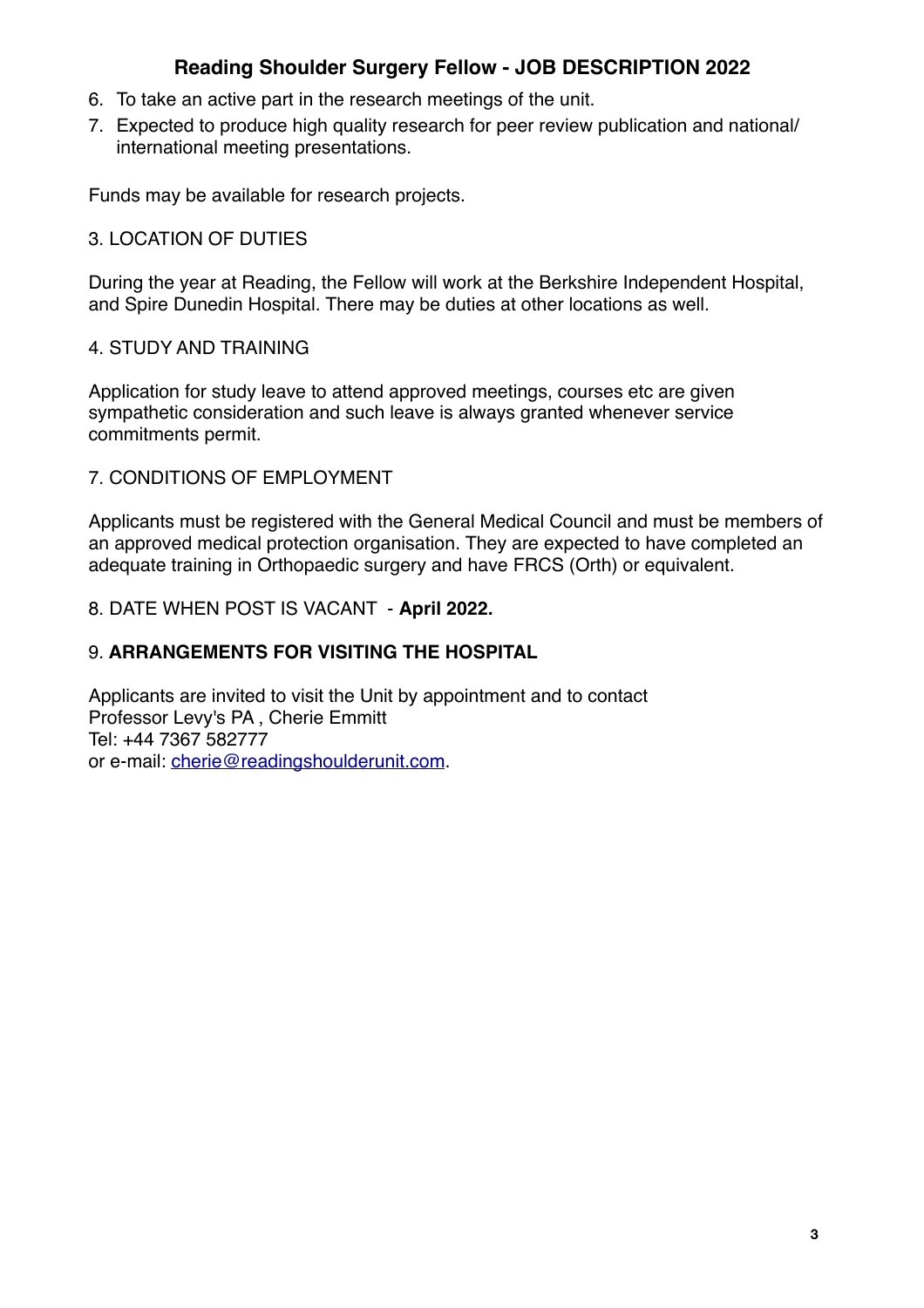6. To take an active part in the research meetings of the unit.
7. Expected to produce high quality research for peer review publication and national/ international meeting presentations.

Funds may be available for research projects.

3. LOCATION OF DUTIES

During the year at Reading, the Fellow will work at the Berkshire Independent Hospital, and Spire Dunedin Hospital. There may be duties at other locations as well.

4. STUDY AND TRAINING

Application for study leave to attend approved meetings, courses etc are given sympathetic consideration and such leave is always granted whenever service commitments permit.

7. CONDITIONS OF EMPLOYMENT

Applicants must be registered with the General Medical Council and must be members of an approved medical protection organisation. They are expected to have completed an adequate training in Orthopaedic surgery and have FRCS (Orth) or equivalent.

8. DATE WHEN POST IS VACANT - **April 2022.**

9. **ARRANGEMENTS FOR VISITING THE HOSPITAL**

Applicants are invited to visit the Unit by appointment and to contact
Professor Levy's PA , Cherie Emmitt
Tel: +44 7367 582777
or e-mail: cherie@readingshoulderunit.com.